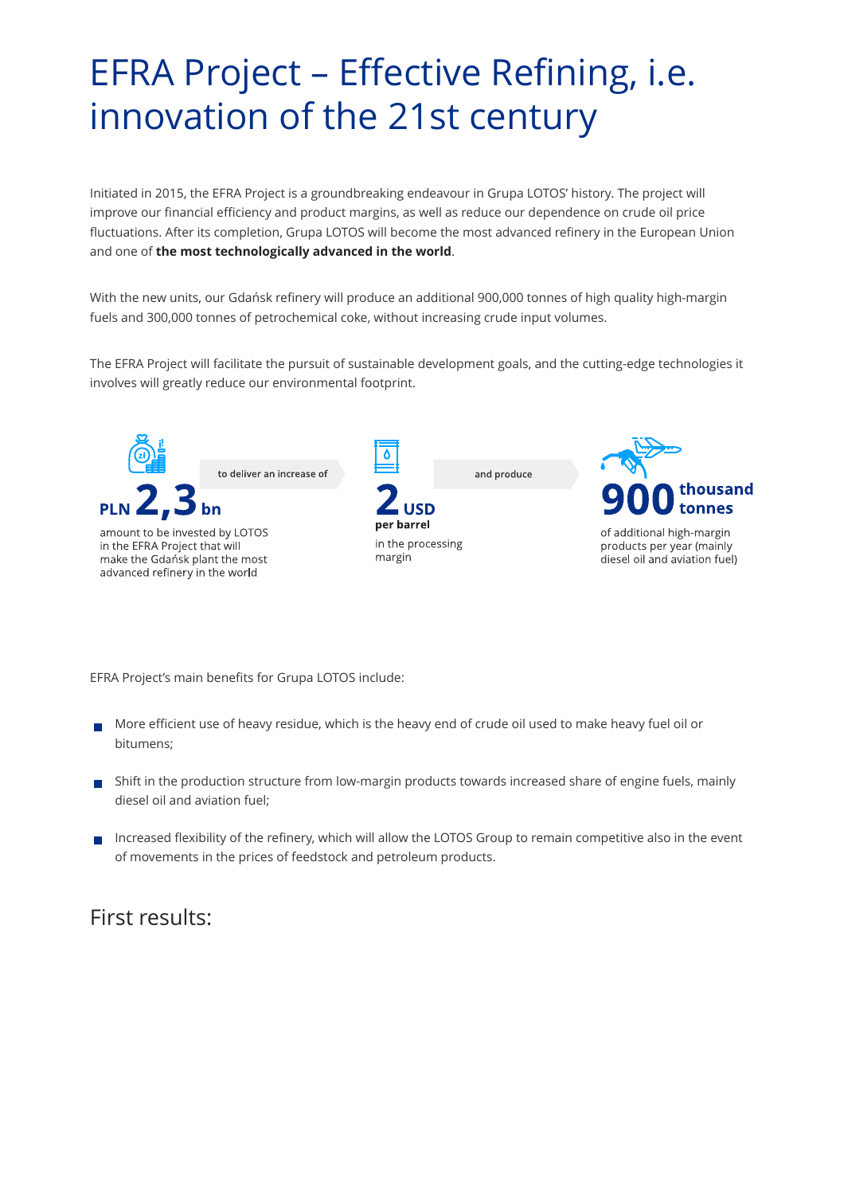# EFRA Project – Effective Refining, i.e. innovation of the 21st century

Initiated in 2015, the EFRA Project is a groundbreaking endeavour in Grupa LOTOS' history. The project will improve our financial efficiency and product margins, as well as reduce our dependence on crude oil price fluctuations. After its completion, Grupa LOTOS will become the most advanced refinery in the European Union and one of **the most technologically advanced in the world**.

With the new units, our Gdańsk refinery will produce an additional 900,000 tonnes of high quality high-margin fuels and 300,000 tonnes of petrochemical coke, without increasing crude input volumes.

The EFRA Project will facilitate the pursuit of sustainable development goals, and the cutting-edge technologies it involves will greatly reduce our environmental footprint.

**PLN 2,3 bn**

amount to be invested by LOTOS in the EFRA Project that will make the Gdańsk plant the most advanced refinery in the world

to deliver an increase of

**2 USD per barrel**

in the processing margin

and produce

**900 thousand tonnes**

of additional high-margin products per year (mainly diesel oil and aviation fuel)

EFRA Project's main benefits for Grupa LOTOS include:

- More efficient use of heavy residue, which is the heavy end of crude oil used to make heavy fuel oil or bitumens;
- Shift in the production structure from low-margin products towards increased share of engine fuels, mainly diesel oil and aviation fuel;
- Increased flexibility of the refinery, which will allow the LOTOS Group to remain competitive also in the event of movements in the prices of feedstock and petroleum products.

## First results: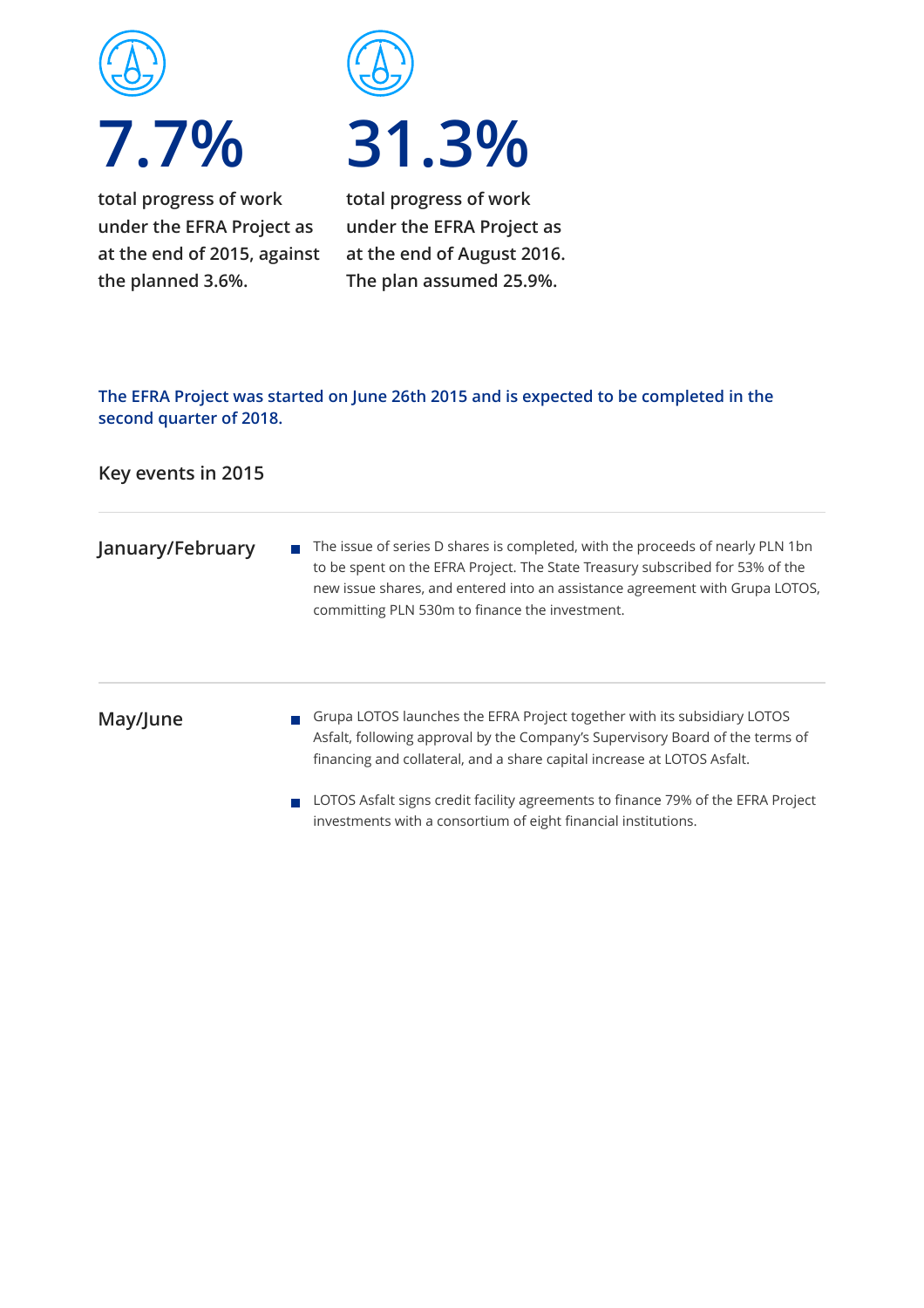**7.7%**

**total progress of work under the EFRA Project as at the end of 2015, against the planned 3.6%.**

**31.3%**

**total progress of work under the EFRA Project as at the end of August 2016. The plan assumed 25.9%.**

**The EFRA Project was started on June 26th 2015 and is expected to be completed in the second quarter of 2018.**

## Key events in 2015

### January/February

- The issue of series D shares is completed, with the proceeds of nearly PLN 1bn to be spent on the EFRA Project. The State Treasury subscribed for 53% of the new issue shares, and entered into an assistance agreement with Grupa LOTOS, committing PLN 530m to finance the investment.

### May/June

- Grupa LOTOS launches the EFRA Project together with its subsidiary LOTOS Asfalt, following approval by the Company's Supervisory Board of the terms of financing and collateral, and a share capital increase at LOTOS Asfalt.
- LOTOS Asfalt signs credit facility agreements to finance 79% of the EFRA Project investments with a consortium of eight financial institutions.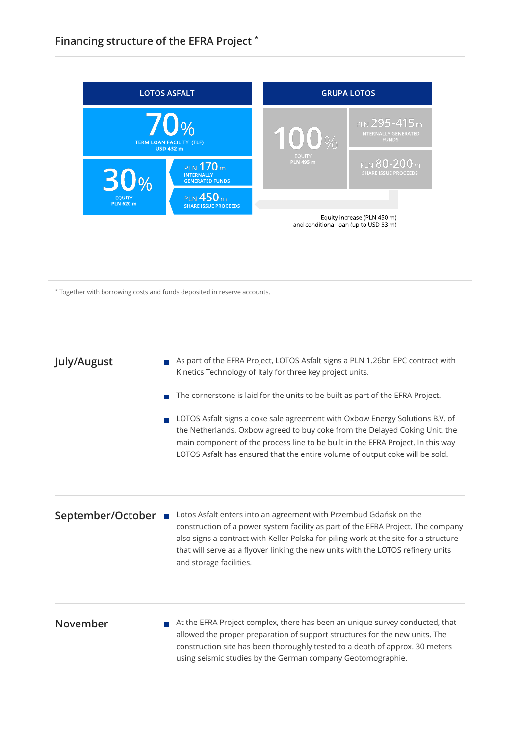## Financing structure of the EFRA Project *

| LOTOS ASFALT | | GRUPA LOTOS | |
|---|---|---|---|
| 70% TERM LOAN FACILITY (TLF) USD 432 m | | 100% EQUITY PLN 495 m | PLN 295-415 m INTERNALLY GENERATED FUNDS |
| 30% EQUITY PLN 620 m | PLN 170 m INTERNALLY GENERATED FUNDS | | PLN 80-200 m SHARE ISSUE PROCEEDS |
| | PLN 450 m SHARE ISSUE PROCEEDS | | |

Equity increase (PLN 450 m) and conditional loan (up to USD 53 m)

* Together with borrowing costs and funds deposited in reserve accounts.

### July/August

- As part of the EFRA Project, LOTOS Asfalt signs a PLN 1.26bn EPC contract with Kinetics Technology of Italy for three key project units.
- The cornerstone is laid for the units to be built as part of the EFRA Project.
- LOTOS Asfalt signs a coke sale agreement with Oxbow Energy Solutions B.V. of the Netherlands. Oxbow agreed to buy coke from the Delayed Coking Unit, the main component of the process line to be built in the EFRA Project. In this way LOTOS Asfalt has ensured that the entire volume of output coke will be sold.

### September/October

- Lotos Asfalt enters into an agreement with Przembud Gdańsk on the construction of a power system facility as part of the EFRA Project. The company also signs a contract with Keller Polska for piling work at the site for a structure that will serve as a flyover linking the new units with the LOTOS refinery units and storage facilities.

### November

- At the EFRA Project complex, there has been an unique survey conducted, that allowed the proper preparation of support structures for the new units. The construction site has been thoroughly tested to a depth of approx. 30 meters using seismic studies by the German company Geotomographie.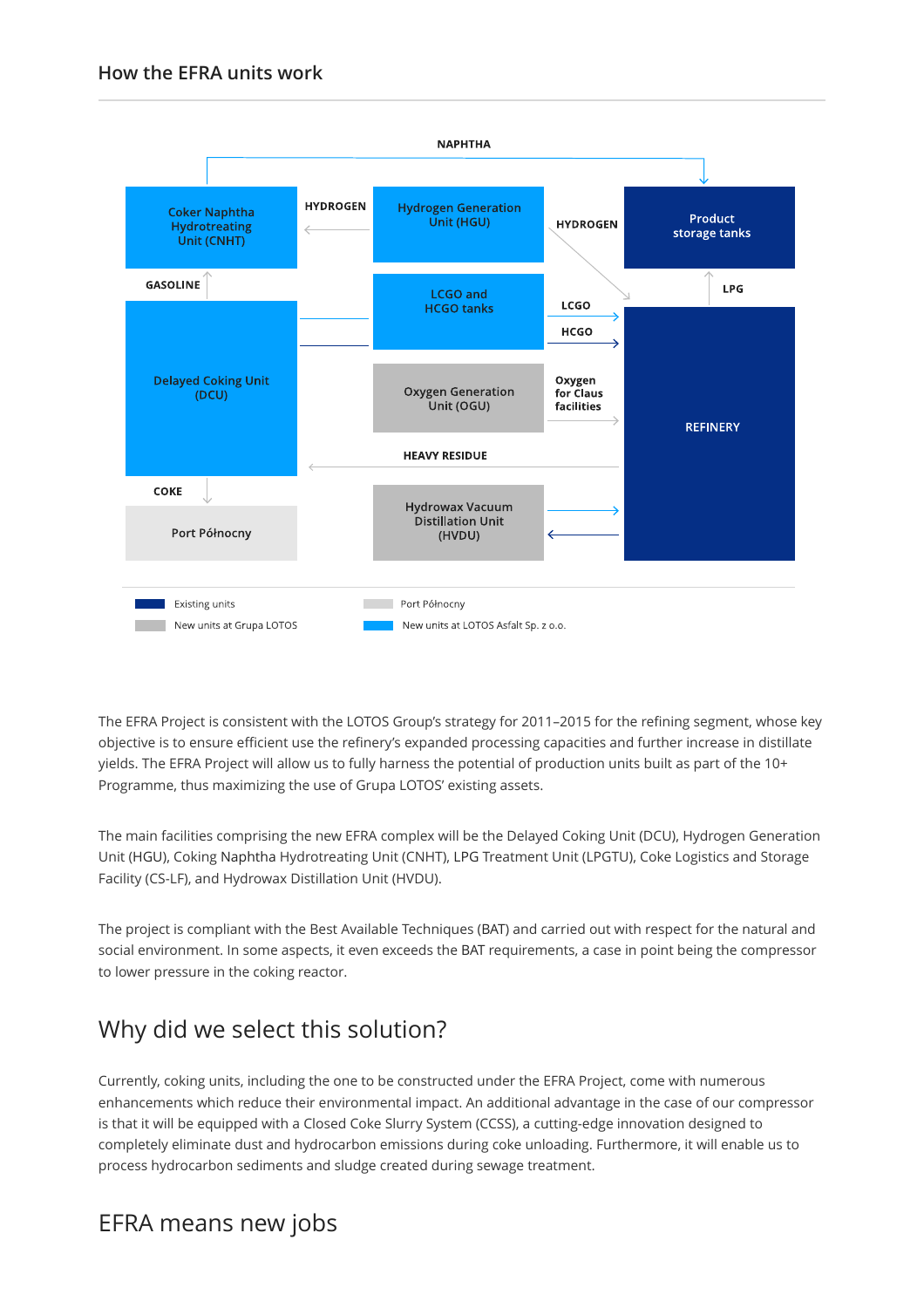## How the EFRA units work

NAPHTHA

Coker Naphtha Hydrotreating Unit (CNHT)

HYDROGEN

Hydrogen Generation Unit (HGU)

HYDROGEN

Product storage tanks

GASOLINE

LCGO and HCGO tanks

LCGO

HCGO

LPG

Delayed Coking Unit (DCU)

Oxygen Generation Unit (OGU)

Oxygen for Claus facilities

REFINERY

HEAVY RESIDUE

COKE

Port Północny

Hydrowax Vacuum Distillation Unit (HVDU)

Existing units

New units at Grupa LOTOS

Port Północny

New units at LOTOS Asfalt Sp. z o.o.

The EFRA Project is consistent with the LOTOS Group's strategy for 2011–2015 for the refining segment, whose key objective is to ensure efficient use the refinery's expanded processing capacities and further increase in distillate yields. The EFRA Project will allow us to fully harness the potential of production units built as part of the 10+ Programme, thus maximizing the use of Grupa LOTOS' existing assets.

The main facilities comprising the new EFRA complex will be the Delayed Coking Unit (DCU), Hydrogen Generation Unit (HGU), Coking Naphtha Hydrotreating Unit (CNHT), LPG Treatment Unit (LPGTU), Coke Logistics and Storage Facility (CS-LF), and Hydrowax Distillation Unit (HVDU).

The project is compliant with the Best Available Techniques (BAT) and carried out with respect for the natural and social environment. In some aspects, it even exceeds the BAT requirements, a case in point being the compressor to lower pressure in the coking reactor.

## Why did we select this solution?

Currently, coking units, including the one to be constructed under the EFRA Project, come with numerous enhancements which reduce their environmental impact. An additional advantage in the case of our compressor is that it will be equipped with a Closed Coke Slurry System (CCSS), a cutting-edge innovation designed to completely eliminate dust and hydrocarbon emissions during coke unloading. Furthermore, it will enable us to process hydrocarbon sediments and sludge created during sewage treatment.

## EFRA means new jobs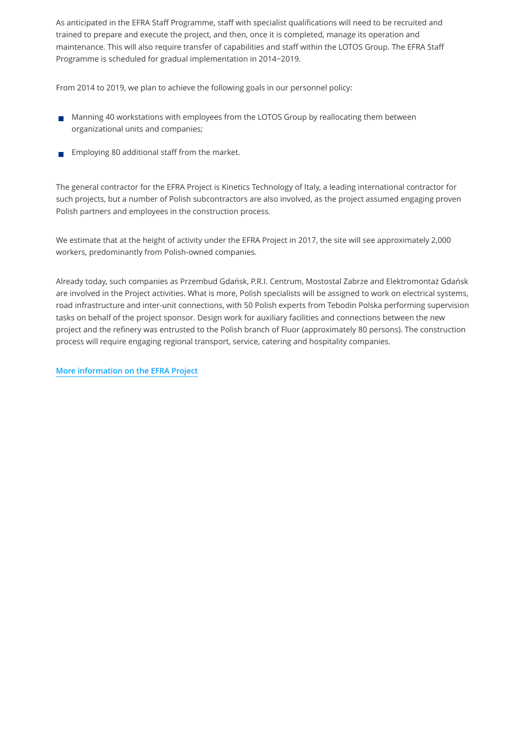As anticipated in the EFRA Staff Programme, staff with specialist qualifications will need to be recruited and trained to prepare and execute the project, and then, once it is completed, manage its operation and maintenance. This will also require transfer of capabilities and staff within the LOTOS Group. The EFRA Staff Programme is scheduled for gradual implementation in 2014−2019.

From 2014 to 2019, we plan to achieve the following goals in our personnel policy:

- Manning 40 workstations with employees from the LOTOS Group by reallocating them between organizational units and companies;
- Employing 80 additional staff from the market.

The general contractor for the EFRA Project is Kinetics Technology of Italy, a leading international contractor for such projects, but a number of Polish subcontractors are also involved, as the project assumed engaging proven Polish partners and employees in the construction process.

We estimate that at the height of activity under the EFRA Project in 2017, the site will see approximately 2,000 workers, predominantly from Polish-owned companies.

Already today, such companies as Przembud Gdańsk, P.R.I. Centrum, Mostostal Zabrze and Elektromontaż Gdańsk are involved in the Project activities. What is more, Polish specialists will be assigned to work on electrical systems, road infrastructure and inter-unit connections, with 50 Polish experts from Tebodin Polska performing supervision tasks on behalf of the project sponsor. Design work for auxiliary facilities and connections between the new project and the refinery was entrusted to the Polish branch of Fluor (approximately 80 persons). The construction process will require engaging regional transport, service, catering and hospitality companies.

More information on the EFRA Project